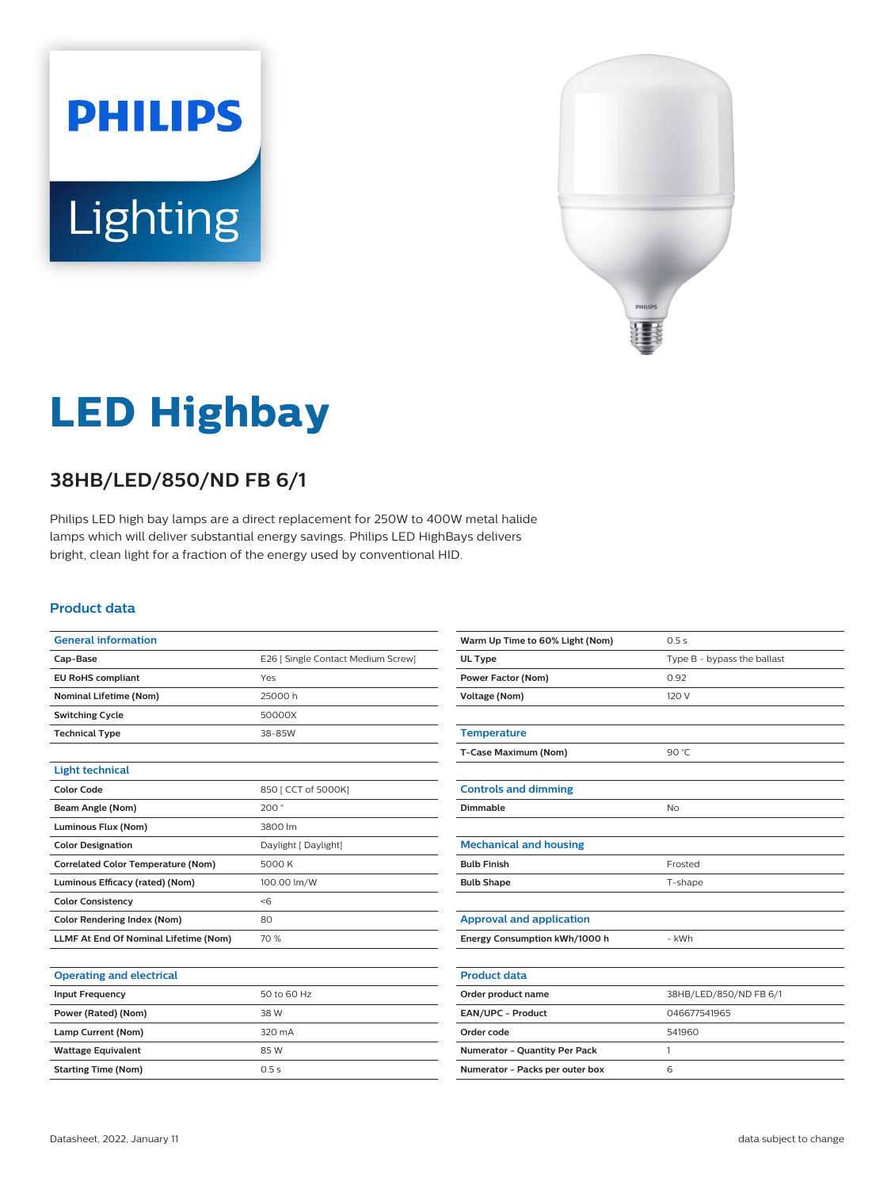PHILIPS

Lighting

# LED Highbay

## 38HB/LED/850/ND FB 6/1

Philips LED high bay lamps are a direct replacement for 250W to 400W metal halide lamps which will deliver substantial energy savings. Philips LED HighBays delivers bright, clean light for a fraction of the energy used by conventional HID.

### Product data

| General information | |
|---|---|
| Cap-Base | E26 [ Single Contact Medium Screw] |
| EU RoHS compliant | Yes |
| Nominal Lifetime (Nom) | 25000 h |
| Switching Cycle | 50000X |
| Technical Type | 38-85W |

| Light technical | |
|---|---|
| Color Code | 850 [ CCT of 5000K] |
| Beam Angle (Nom) | 200 ° |
| Luminous Flux (Nom) | 3800 lm |
| Color Designation | Daylight [ Daylight] |
| Correlated Color Temperature (Nom) | 5000 K |
| Luminous Efficacy (rated) (Nom) | 100.00 lm/W |
| Color Consistency | <6 |
| Color Rendering Index (Nom) | 80 |
| LLMF At End Of Nominal Lifetime (Nom) | 70 % |

| Operating and electrical | |
|---|---|
| Input Frequency | 50 to 60 Hz |
| Power (Rated) (Nom) | 38 W |
| Lamp Current (Nom) | 320 mA |
| Wattage Equivalent | 85 W |
| Starting Time (Nom) | 0.5 s |
| Warm Up Time to 60% Light (Nom) | 0.5 s |
| UL Type | Type B - bypass the ballast |
| Power Factor (Nom) | 0.92 |
| Voltage (Nom) | 120 V |

| Temperature | |
|---|---|
| T-Case Maximum (Nom) | 90 °C |

| Controls and dimming | |
|---|---|
| Dimmable | No |

| Mechanical and housing | |
|---|---|
| Bulb Finish | Frosted |
| Bulb Shape | T-shape |

| Approval and application | |
|---|---|
| Energy Consumption kWh/1000 h | - kWh |

| Product data | |
|---|---|
| Order product name | 38HB/LED/850/ND FB 6/1 |
| EAN/UPC - Product | 046677541965 |
| Order code | 541960 |
| Numerator - Quantity Per Pack | 1 |
| Numerator - Packs per outer box | 6 |

Datasheet, 2022, January 11

data subject to change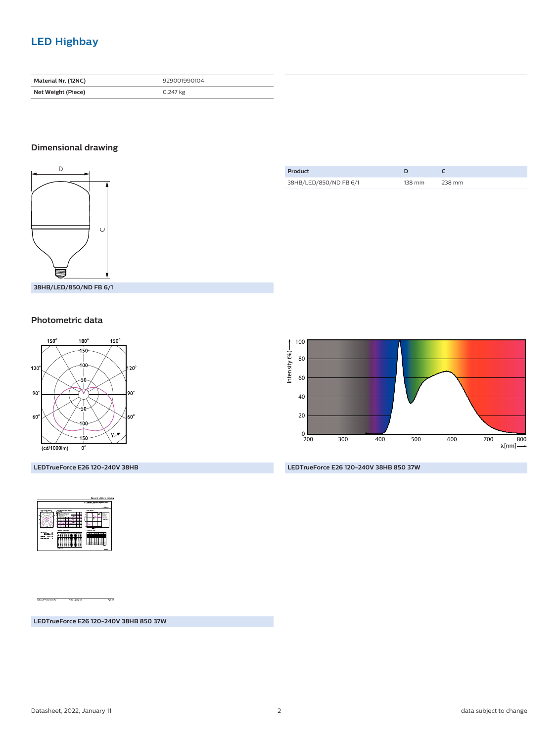## LED Highbay

| Material Nr. (12NC) | 929001990104 |
|---|---|
| Net Weight (Piece) | 0.247 kg |

### Dimensional drawing

38HB/LED/850/ND FB 6/1

| Product | D | C |
|---|---|---|
| 38HB/LED/850/ND FB 6/1 | 138 mm | 238 mm |

### Photometric data

LEDTrueForce E26 120-240V 38HB

LEDTrueForce E26 120-240V 38HB 850 37W

LEDTrueForce E26 120-240V 38HB 850 37W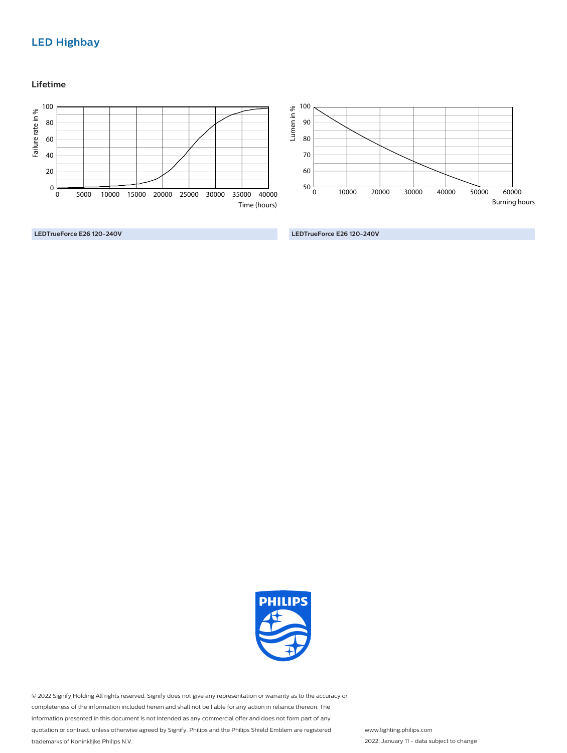## LED Highbay

### Lifetime

Failure rate in %
100
80
60
40
20
0
0 5000 10000 15000 20000 25000 30000 35000 40000
Time (hours)

Lumen in %
100
90
80
70
60
50
0 10000 20000 30000 40000 50000 60000
Burning hours

**LEDTrueForce E26 120-240V**

**LEDTrueForce E26 120-240V**

© 2022 Signify Holding All rights reserved. Signify does not give any representation or warranty as to the accuracy or completeness of the information included herein and shall not be liable for any action in reliance thereon. The information presented in this document is not intended as any commercial offer and does not form part of any quotation or contract, unless otherwise agreed by Signify. Philips and the Philips Shield Emblem are registered trademarks of Koninklijke Philips N.V.

www.lighting.philips.com

2022, January 11 - data subject to change